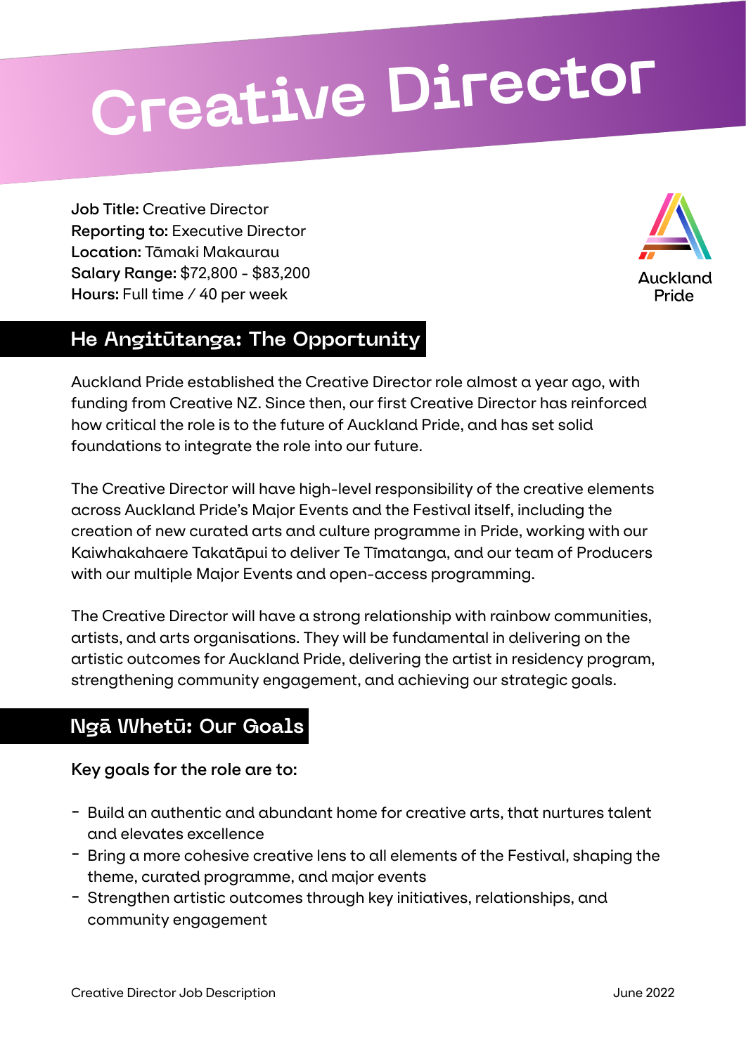# Creative Director

**Job Title:** Creative Director
**Reporting to:** Executive Director
**Location:** Tāmaki Makaurau
**Salary Range:** $72,800 - $83,200
**Hours:** Full time / 40 per week

Auckland Pride

## He Angitūtanga: The Opportunity

Auckland Pride established the Creative Director role almost a year ago, with funding from Creative NZ. Since then, our first Creative Director has reinforced how critical the role is to the future of Auckland Pride, and has set solid foundations to integrate the role into our future.

The Creative Director will have high-level responsibility of the creative elements across Auckland Pride's Major Events and the Festival itself, including the creation of new curated arts and culture programme in Pride, working with our Kaiwhakahaere Takatāpui to deliver Te Tīmatanga, and our team of Producers with our multiple Major Events and open-access programming.

The Creative Director will have a strong relationship with rainbow communities, artists, and arts organisations. They will be fundamental in delivering on the artistic outcomes for Auckland Pride, delivering the artist in residency program, strengthening community engagement, and achieving our strategic goals.

## Ngā Whetū: Our Goals

**Key goals for the role are to:**

- Build an authentic and abundant home for creative arts, that nurtures talent and elevates excellence
- Bring a more cohesive creative lens to all elements of the Festival, shaping the theme, curated programme, and major events
- Strengthen artistic outcomes through key initiatives, relationships, and community engagement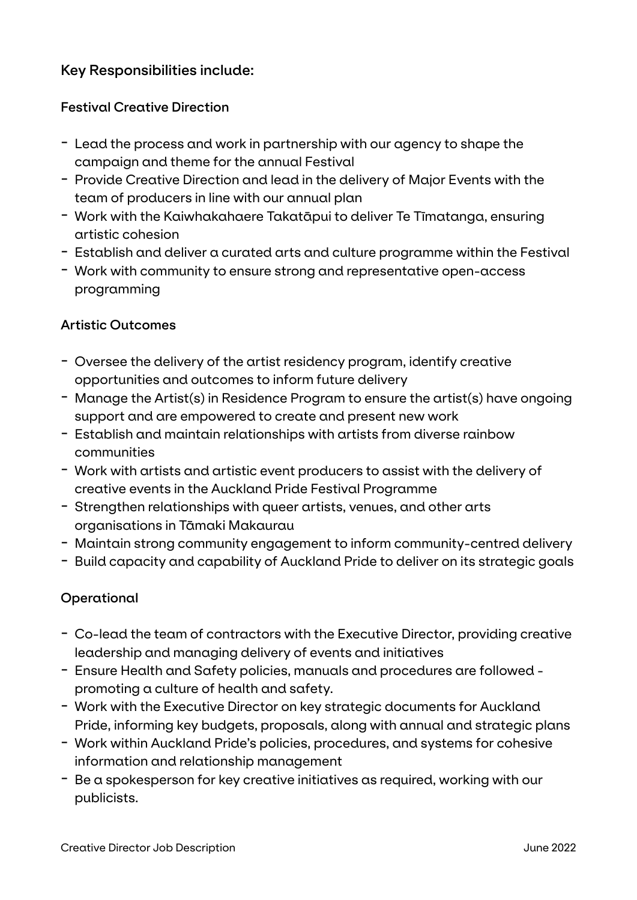## Key Responsibilities include:

### Festival Creative Direction

- Lead the process and work in partnership with our agency to shape the campaign and theme for the annual Festival
- Provide Creative Direction and lead in the delivery of Major Events with the team of producers in line with our annual plan
- Work with the Kaiwhakahaere Takatāpui to deliver Te Tīmatanga, ensuring artistic cohesion
- Establish and deliver a curated arts and culture programme within the Festival
- Work with community to ensure strong and representative open-access programming

### Artistic Outcomes

- Oversee the delivery of the artist residency program, identify creative opportunities and outcomes to inform future delivery
- Manage the Artist(s) in Residence Program to ensure the artist(s) have ongoing support and are empowered to create and present new work
- Establish and maintain relationships with artists from diverse rainbow communities
- Work with artists and artistic event producers to assist with the delivery of creative events in the Auckland Pride Festival Programme
- Strengthen relationships with queer artists, venues, and other arts organisations in Tāmaki Makaurau
- Maintain strong community engagement to inform community-centred delivery
- Build capacity and capability of Auckland Pride to deliver on its strategic goals

### Operational

- Co-lead the team of contractors with the Executive Director, providing creative leadership and managing delivery of events and initiatives
- Ensure Health and Safety policies, manuals and procedures are followed - promoting a culture of health and safety.
- Work with the Executive Director on key strategic documents for Auckland Pride, informing key budgets, proposals, along with annual and strategic plans
- Work within Auckland Pride's policies, procedures, and systems for cohesive information and relationship management
- Be a spokesperson for key creative initiatives as required, working with our publicists.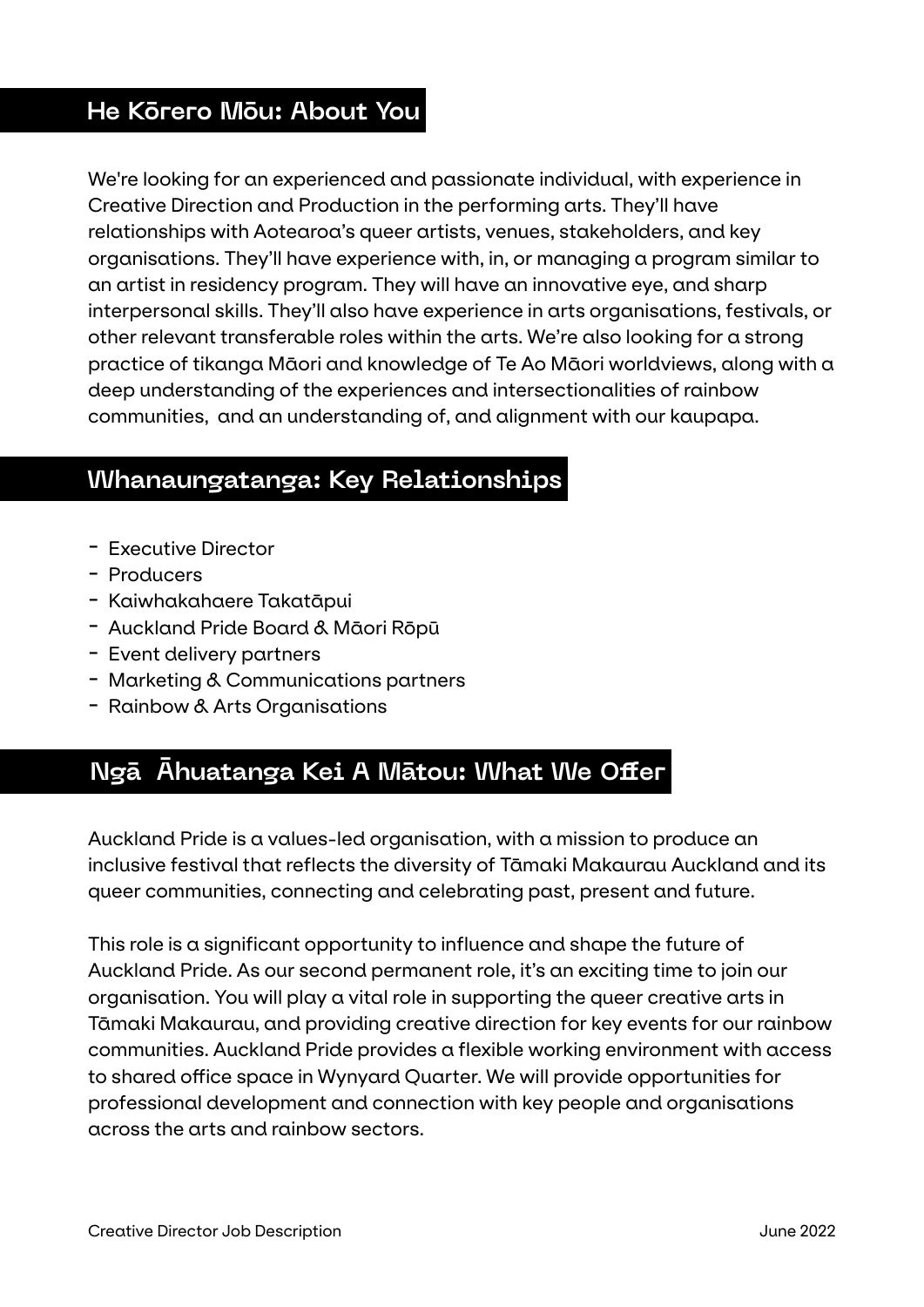## He Kōrero Mōu: About You

We're looking for an experienced and passionate individual, with experience in Creative Direction and Production in the performing arts. They'll have relationships with Aotearoa's queer artists, venues, stakeholders, and key organisations. They'll have experience with, in, or managing a program similar to an artist in residency program. They will have an innovative eye, and sharp interpersonal skills. They'll also have experience in arts organisations, festivals, or other relevant transferable roles within the arts. We're also looking for a strong practice of tikanga Māori and knowledge of Te Ao Māori worldviews, along with a deep understanding of the experiences and intersectionalities of rainbow communities, and an understanding of, and alignment with our kaupapa.

## Whanaungatanga: Key Relationships

- Executive Director
- Producers
- Kaiwhakahaere Takatāpui
- Auckland Pride Board & Māori Rōpū
- Event delivery partners
- Marketing & Communications partners
- Rainbow & Arts Organisations

## Ngā Āhuatanga Kei A Mātou: What We Offer

Auckland Pride is a values-led organisation, with a mission to produce an inclusive festival that reflects the diversity of Tāmaki Makaurau Auckland and its queer communities, connecting and celebrating past, present and future.

This role is a significant opportunity to influence and shape the future of Auckland Pride. As our second permanent role, it's an exciting time to join our organisation. You will play a vital role in supporting the queer creative arts in Tāmaki Makaurau, and providing creative direction for key events for our rainbow communities. Auckland Pride provides a flexible working environment with access to shared office space in Wynyard Quarter. We will provide opportunities for professional development and connection with key people and organisations across the arts and rainbow sectors.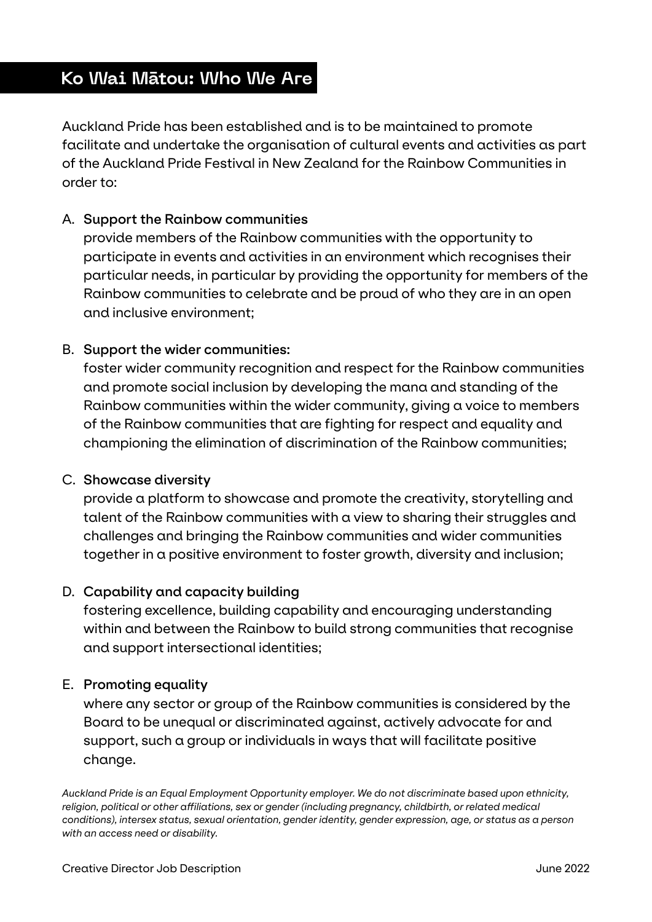## Ko Wai Mātou: Who We Are

Auckland Pride has been established and is to be maintained to promote facilitate and undertake the organisation of cultural events and activities as part of the Auckland Pride Festival in New Zealand for the Rainbow Communities in order to:

A. **Support the Rainbow communities**
provide members of the Rainbow communities with the opportunity to participate in events and activities in an environment which recognises their particular needs, in particular by providing the opportunity for members of the Rainbow communities to celebrate and be proud of who they are in an open and inclusive environment;

B. **Support the wider communities:**
foster wider community recognition and respect for the Rainbow communities and promote social inclusion by developing the mana and standing of the Rainbow communities within the wider community, giving a voice to members of the Rainbow communities that are fighting for respect and equality and championing the elimination of discrimination of the Rainbow communities;

C. **Showcase diversity**
provide a platform to showcase and promote the creativity, storytelling and talent of the Rainbow communities with a view to sharing their struggles and challenges and bringing the Rainbow communities and wider communities together in a positive environment to foster growth, diversity and inclusion;

D. **Capability and capacity building**
fostering excellence, building capability and encouraging understanding within and between the Rainbow to build strong communities that recognise and support intersectional identities;

E. **Promoting equality**
where any sector or group of the Rainbow communities is considered by the Board to be unequal or discriminated against, actively advocate for and support, such a group or individuals in ways that will facilitate positive change.

*Auckland Pride is an Equal Employment Opportunity employer. We do not discriminate based upon ethnicity, religion, political or other affiliations, sex or gender (including pregnancy, childbirth, or related medical conditions), intersex status, sexual orientation, gender identity, gender expression, age, or status as a person with an access need or disability.*